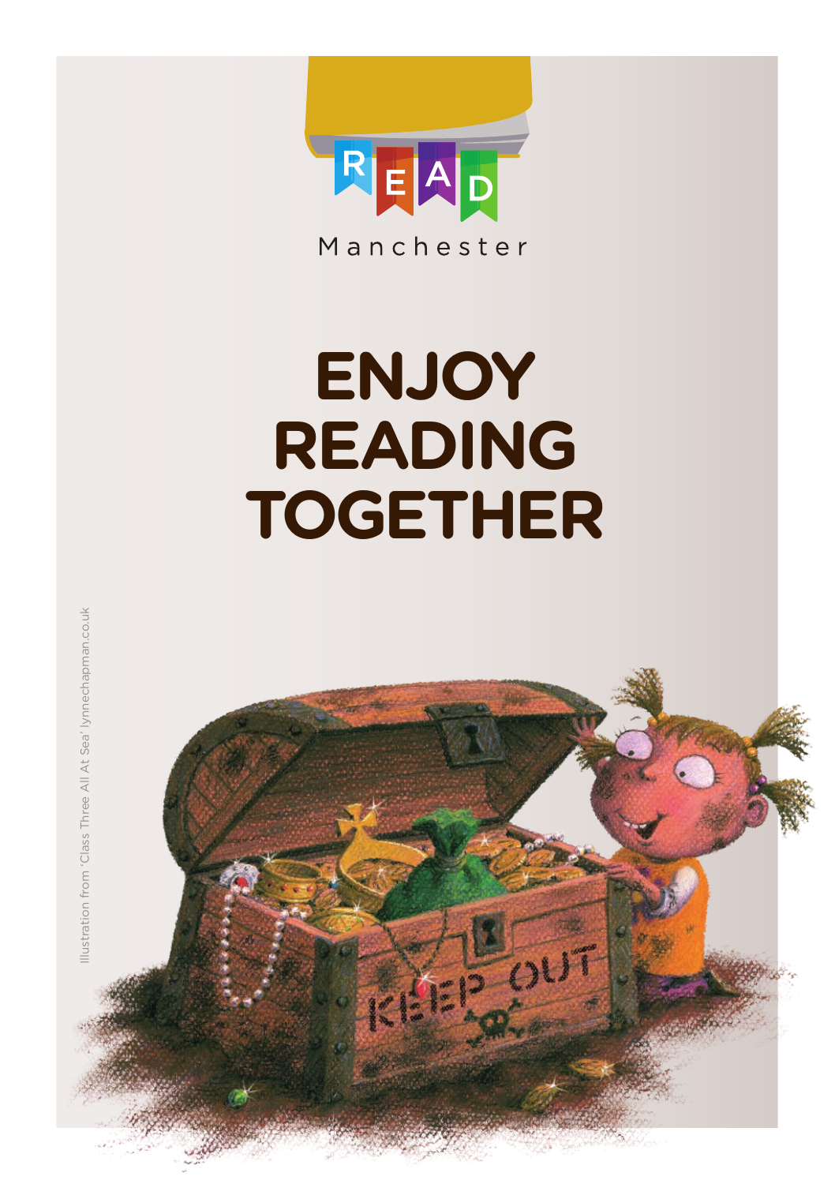READ

Manchester

# ENJOY READING TOGETHER

Illustration from 'Class Three All At Sea' lynnechapman.co.uk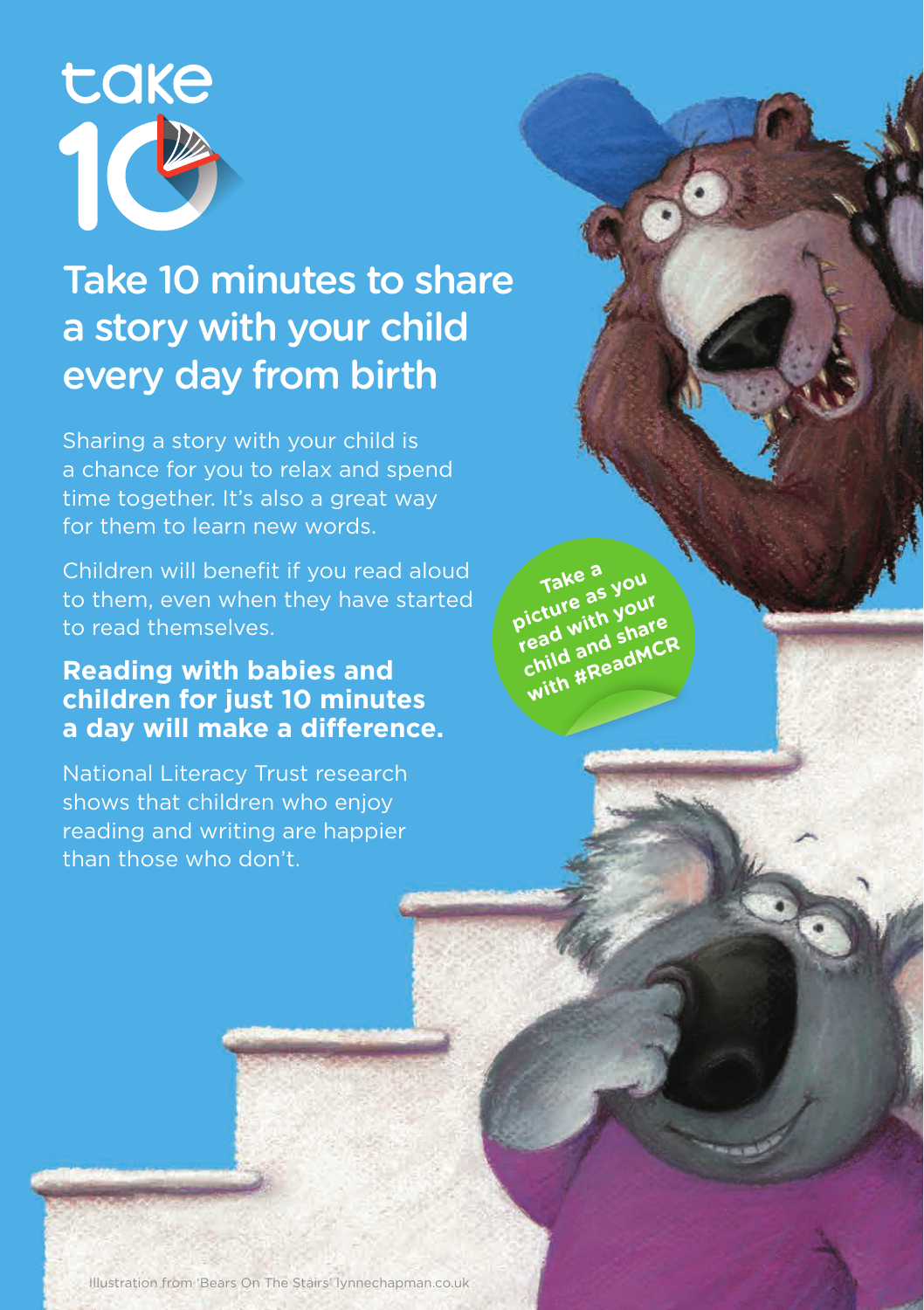# take 10

## Take 10 minutes to share a story with your child every day from birth

Sharing a story with your child is a chance for you to relax and spend time together. It's also a great way for them to learn new words.

Children will benefit if you read aloud to them, even when they have started to read themselves.

**Reading with babies and children for just 10 minutes a day will make a difference.**

National Literacy Trust research shows that children who enjoy reading and writing are happier than those who don't.

**Take a picture as you read with your child and share with #ReadMCR**

Illustration from 'Bears On The Stairs' lynnechapman.co.uk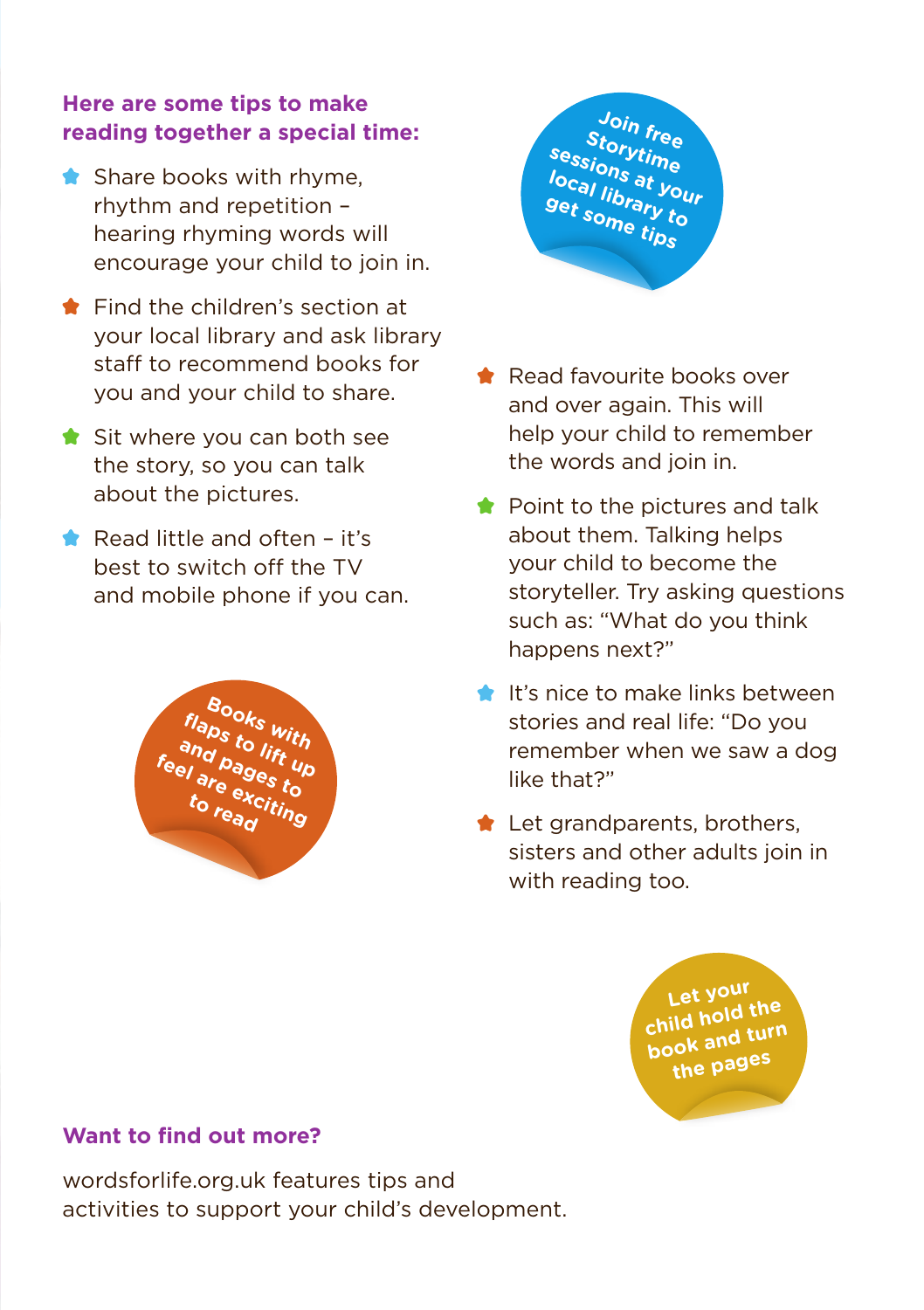**Here are some tips to make reading together a special time:**

- Share books with rhyme, rhythm and repetition – hearing rhyming words will encourage your child to join in.
- Find the children's section at your local library and ask library staff to recommend books for you and your child to share.
- Sit where you can both see the story, so you can talk about the pictures.
- Read little and often – it's best to switch off the TV and mobile phone if you can.

**Books with flaps to lift up and pages to feel are exciting to read**

**Join free Storytime sessions at your local library to get some tips**

- Read favourite books over and over again. This will help your child to remember the words and join in.
- Point to the pictures and talk about them. Talking helps your child to become the storyteller. Try asking questions such as: "What do you think happens next?"
- It's nice to make links between stories and real life: "Do you remember when we saw a dog like that?"
- Let grandparents, brothers, sisters and other adults join in with reading too.

**Let your child hold the book and turn the pages**

## Want to find out more?

wordsforlife.org.uk features tips and activities to support your child's development.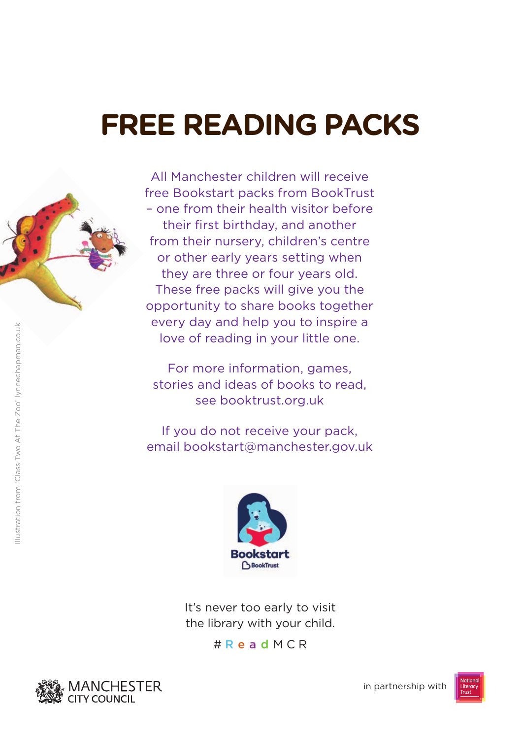# FREE READING PACKS

All Manchester children will receive free Bookstart packs from BookTrust – one from their health visitor before their first birthday, and another from their nursery, children's centre or other early years setting when they are three or four years old. These free packs will give you the opportunity to share books together every day and help you to inspire a love of reading in your little one.

For more information, games, stories and ideas of books to read, see booktrust.org.uk

If you do not receive your pack, email bookstart@manchester.gov.uk

Bookstart
BookTrust

It's never too early to visit the library with your child.

#ReadMCR

Illustration from 'Class Two At The Zoo' lynnechapman.co.uk

MANCHESTER CITY COUNCIL

in partnership with National Literacy Trust